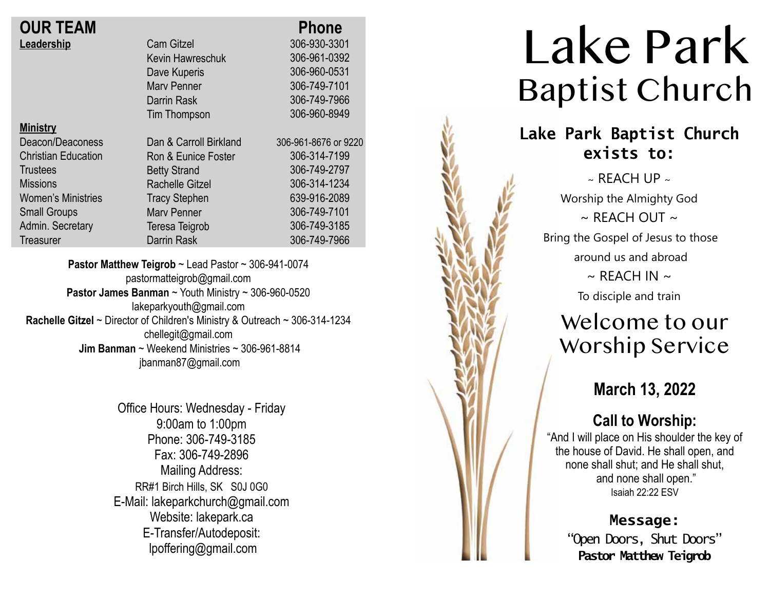## OUR TEAM

| | | Phone |
|---|---|---|
| **Leadership** | Cam Gitzel | 306-930-3301 |
| | Kevin Hawreschuk | 306-961-0392 |
| | Dave Kuperis | 306-960-0531 |
| | Marv Penner | 306-749-7101 |
| | Darrin Rask | 306-749-7966 |
| | Tim Thompson | 306-960-8949 |
| **Ministry** | | |
| Deacon/Deaconess | Dan & Carroll Birkland | 306-961-8676 or 9220 |
| Christian Education | Ron & Eunice Foster | 306-314-7199 |
| Trustees | Betty Strand | 306-749-2797 |
| Missions | Rachelle Gitzel | 306-314-1234 |
| Women's Ministries | Tracy Stephen | 639-916-2089 |
| Small Groups | Marv Penner | 306-749-7101 |
| Admin. Secretary | Teresa Teigrob | 306-749-3185 |
| Treasurer | Darrin Rask | 306-749-7966 |

**Pastor Matthew Teigrob** ~ Lead Pastor ~ 306-941-0074
pastormatteigrob@gmail.com
**Pastor James Banman** ~ Youth Ministry ~ 306-960-0520
lakeparkyouth@gmail.com
**Rachelle Gitzel** ~ Director of Children's Ministry & Outreach ~ 306-314-1234
chellegit@gmail.com
**Jim Banman** ~ Weekend Ministries ~ 306-961-8814
jbanman87@gmail.com

Office Hours: Wednesday - Friday
9:00am to 1:00pm
Phone: 306-749-3185
Fax: 306-749-2896
Mailing Address:
RR#1 Birch Hills, SK S0J 0G0
E-Mail: lakeparkchurch@gmail.com
Website: lakepark.ca
E-Transfer/Autodeposit:
lpoffering@gmail.com

# Lake Park Baptist Church

**Lake Park Baptist Church exists to:**

~ REACH UP ~
Worship the Almighty God
~ REACH OUT ~
Bring the Gospel of Jesus to those around us and abroad
~ REACH IN ~
To disciple and train

## Welcome to our Worship Service

### March 13, 2022

### Call to Worship:

"And I will place on His shoulder the key of the house of David. He shall open, and none shall shut; and He shall shut, and none shall open."
Isaiah 22:22 ESV

**Message:**
"Open Doors, Shut Doors"
**Pastor Matthew Teigrob**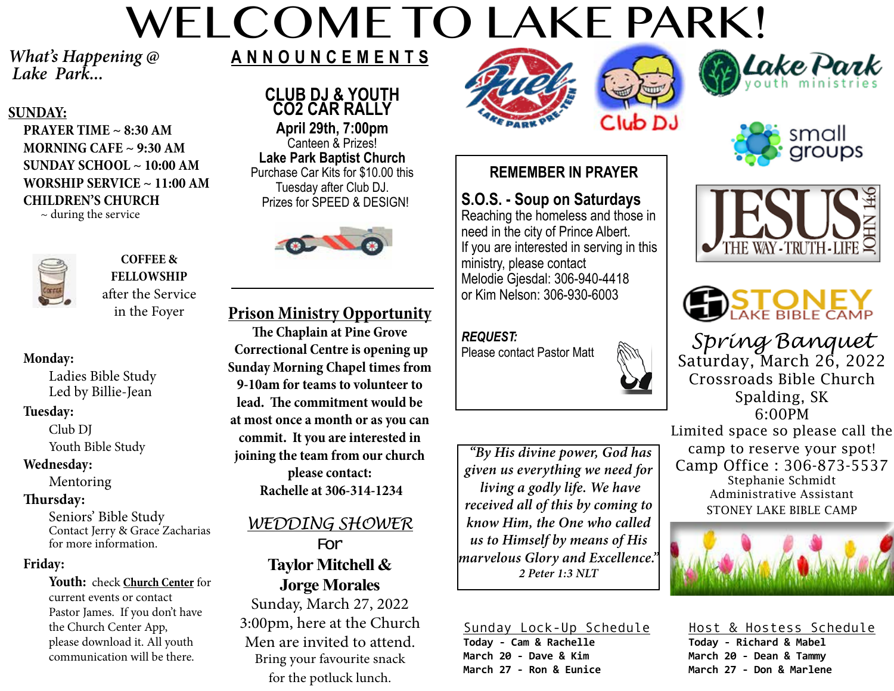# WELCOME TO LAKE PARK!

*What's Happening @ Lake Park...*

**SUNDAY:**

**PRAYER TIME ~ 8:30 AM**
**MORNING CAFE ~ 9:30 AM**
**SUNDAY SCHOOL ~ 10:00 AM**
**WORSHIP SERVICE ~ 11:00 AM**
**CHILDREN'S CHURCH**
~ during the service

**COFFEE & FELLOWSHIP**
after the Service
in the Foyer

**Monday:**
Ladies Bible Study
Led by Billie-Jean

**Tuesday:**
Club DJ
Youth Bible Study

**Wednesday:**
Mentoring

**Thursday:**
Seniors' Bible Study
Contact Jerry & Grace Zacharias for more information.

**Friday:**
**Youth:** check **Church Center** for current events or contact Pastor James. If you don't have the Church Center App, please download it. All youth communication will be there.

## ANNOUNCEMENTS

### CLUB DJ & YOUTH CO2 CAR RALLY

**April 29th, 7:00pm**
Canteen & Prizes!
**Lake Park Baptist Church**
Purchase Car Kits for $10.00 this Tuesday after Club DJ.
Prizes for SPEED & DESIGN!

---

### Prison Ministry Opportunity

**The Chaplain at Pine Grove Correctional Centre is opening up Sunday Morning Chapel times from 9-10am for teams to volunteer to lead. The commitment would be at most once a month or as you can commit. It you are interested in joining the team from our church please contact:**
**Rachelle at 306-314-1234**

### WEDDING SHOWER

For
**Taylor Mitchell & Jorge Morales**
Sunday, March 27, 2022
3:00pm, here at the Church
Men are invited to attend.
Bring your favourite snack for the potluck lunch.

Fuel Lake Park Pre-Teen | Club DJ | Lake Park youth ministries | small groups

JESUS THE WAY - TRUTH - LIFE JOHN 14:6

### REMEMBER IN PRAYER

**S.O.S. - Soup on Saturdays**
Reaching the homeless and those in need in the city of Prince Albert.
If you are interested in serving in this ministry, please contact
Melodie Gjesdal: 306-940-4418
or Kim Nelson: 306-930-6003

***REQUEST:***
Please contact Pastor Matt

*"By His divine power, God has given us everything we need for living a godly life. We have received all of this by coming to know Him, the One who called us to Himself by means of His marvelous Glory and Excellence."*
*2 Peter 1:3 NLT*

### STONEY LAKE BIBLE CAMP

*Spring Banquet*
Saturday, March 26, 2022
Crossroads Bible Church
Spalding, SK
6:00PM
Limited space so please call the camp to reserve your spot!
Camp Office : 306-873-5537
Stephanie Schmidt
Administrative Assistant
STONEY LAKE BIBLE CAMP

**Sunday Lock-Up Schedule**

**Today - Cam & Rachelle**
**March 20 - Dave & Kim**
**March 27 - Ron & Eunice**

**Host & Hostess Schedule**

**Today - Richard & Mabel**
**March 20 - Dean & Tammy**
**March 27 - Don & Marlene**